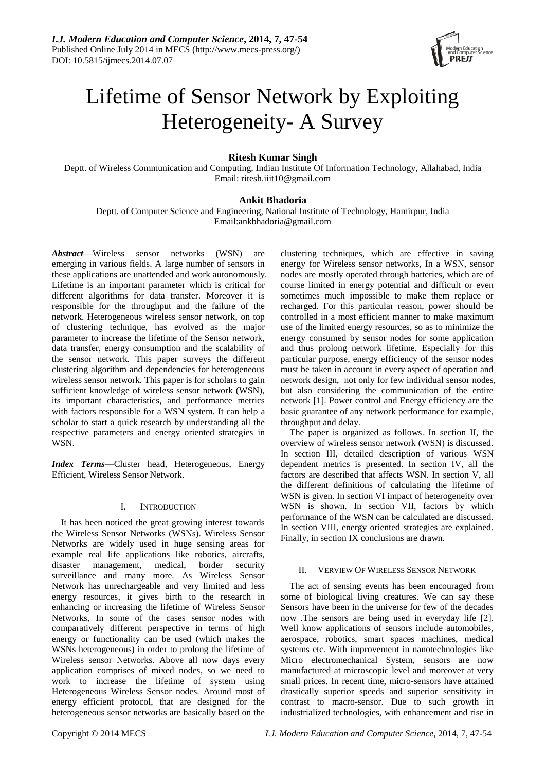# Lifetime of Sensor Network by Exploiting Heterogeneity- A Survey

**Ritesh Kumar Singh**

Deptt. of Wireless Communication and Computing, Indian Institute Of Information Technology, Allahabad, India
Email: ritesh.iiit10@gmail.com

**Ankit Bhadoria**

Deptt. of Computer Science and Engineering, National Institute of Technology, Hamirpur, India
Email:ankbhadoria@gmail.com

***Abstract***—Wireless sensor networks (WSN) are emerging in various fields. A large number of sensors in these applications are unattended and work autonomously. Lifetime is an important parameter which is critical for different algorithms for data transfer. Moreover it is responsible for the throughput and the failure of the network. Heterogeneous wireless sensor network, on top of clustering technique, has evolved as the major parameter to increase the lifetime of the Sensor network, data transfer, energy consumption and the scalability of the sensor network. This paper surveys the different clustering algorithm and dependencies for heterogeneous wireless sensor network. This paper is for scholars to gain sufficient knowledge of wireless sensor network (WSN), its important characteristics, and performance metrics with factors responsible for a WSN system. It can help a scholar to start a quick research by understanding all the respective parameters and energy oriented strategies in WSN.

***Index Terms***—Cluster head, Heterogeneous, Energy Efficient, Wireless Sensor Network.

## I. INTRODUCTION

It has been noticed the great growing interest towards the Wireless Sensor Networks (WSNs). Wireless Sensor Networks are widely used in huge sensing areas for example real life applications like robotics, aircrafts, disaster management, medical, border security surveillance and many more. As Wireless Sensor Network has unrechargeable and very limited and less energy resources, it gives birth to the research in enhancing or increasing the lifetime of Wireless Sensor Networks, In some of the cases sensor nodes with comparatively different perspective in terms of high energy or functionality can be used (which makes the WSNs heterogeneous) in order to prolong the lifetime of Wireless sensor Networks. Above all now days every application comprises of mixed nodes, so we need to work to increase the lifetime of system using Heterogeneous Wireless Sensor nodes. Around most of energy efficient protocol, that are designed for the heterogeneous sensor networks are basically based on the clustering techniques, which are effective in saving energy for Wireless sensor networks, In a WSN, sensor nodes are mostly operated through batteries, which are of course limited in energy potential and difficult or even sometimes much impossible to make them replace or recharged. For this particular reason, power should be controlled in a most efficient manner to make maximum use of the limited energy resources, so as to minimize the energy consumed by sensor nodes for some application and thus prolong network lifetime. Especially for this particular purpose, energy efficiency of the sensor nodes must be taken in account in every aspect of operation and network design, not only for few individual sensor nodes, but also considering the communication of the entire network [1]. Power control and Energy efficiency are the basic guarantee of any network performance for example, throughput and delay.

The paper is organized as follows. In section II, the overview of wireless sensor network (WSN) is discussed. In section III, detailed description of various WSN dependent metrics is presented. In section IV, all the factors are described that affects WSN. In section V, all the different definitions of calculating the lifetime of WSN is given. In section VI impact of heterogeneity over WSN is shown. In section VII, factors by which performance of the WSN can be calculated are discussed. In section VIII, energy oriented strategies are explained. Finally, in section IX conclusions are drawn.

## II. VERVIEW OF WIRELESS SENSOR NETWORK

The act of sensing events has been encouraged from some of biological living creatures. We can say these Sensors have been in the universe for few of the decades now .The sensors are being used in everyday life [2]. Well know applications of sensors include automobiles, aerospace, robotics, smart spaces machines, medical systems etc. With improvement in nanotechnologies like Micro electromechanical System, sensors are now manufactured at microscopic level and moreover at very small prices. In recent time, micro-sensors have attained drastically superior speeds and superior sensitivity in contrast to macro-sensor. Due to such growth in industrialized technologies, with enhancement and rise in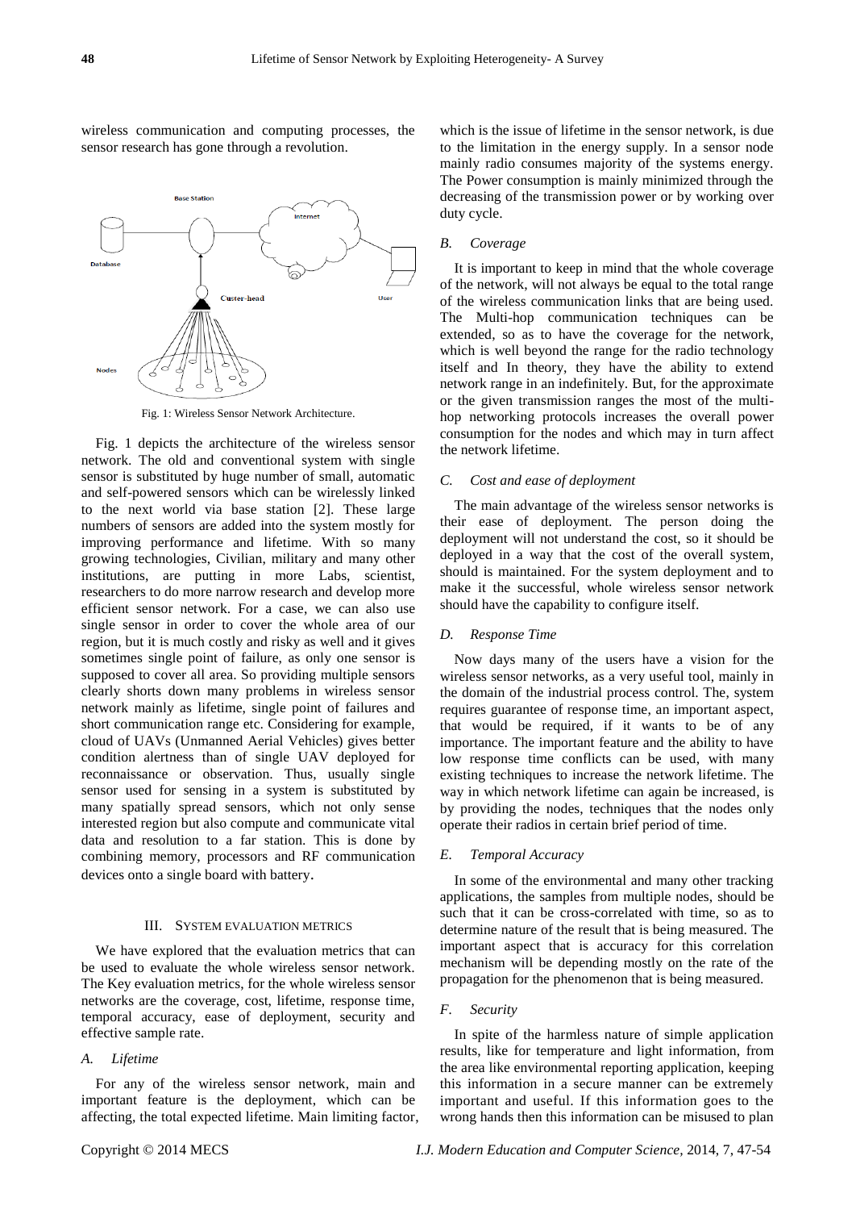wireless communication and computing processes, the sensor research has gone through a revolution.

Fig. 1: Wireless Sensor Network Architecture.

Fig. 1 depicts the architecture of the wireless sensor network. The old and conventional system with single sensor is substituted by huge number of small, automatic and self-powered sensors which can be wirelessly linked to the next world via base station [2]. These large numbers of sensors are added into the system mostly for improving performance and lifetime. With so many growing technologies, Civilian, military and many other institutions, are putting in more Labs, scientist, researchers to do more narrow research and develop more efficient sensor network. For a case, we can also use single sensor in order to cover the whole area of our region, but it is much costly and risky as well and it gives sometimes single point of failure, as only one sensor is supposed to cover all area. So providing multiple sensors clearly shorts down many problems in wireless sensor network mainly as lifetime, single point of failures and short communication range etc. Considering for example, cloud of UAVs (Unmanned Aerial Vehicles) gives better condition alertness than of single UAV deployed for reconnaissance or observation. Thus, usually single sensor used for sensing in a system is substituted by many spatially spread sensors, which not only sense interested region but also compute and communicate vital data and resolution to a far station. This is done by combining memory, processors and RF communication devices onto a single board with battery.

## III. System Evaluation Metrics

We have explored that the evaluation metrics that can be used to evaluate the whole wireless sensor network. The Key evaluation metrics, for the whole wireless sensor networks are the coverage, cost, lifetime, response time, temporal accuracy, ease of deployment, security and effective sample rate.

### *A. Lifetime*

For any of the wireless sensor network, main and important feature is the deployment, which can be affecting, the total expected lifetime. Main limiting factor, which is the issue of lifetime in the sensor network, is due to the limitation in the energy supply. In a sensor node mainly radio consumes majority of the systems energy. The Power consumption is mainly minimized through the decreasing of the transmission power or by working over duty cycle.

### *B. Coverage*

It is important to keep in mind that the whole coverage of the network, will not always be equal to the total range of the wireless communication links that are being used. The Multi-hop communication techniques can be extended, so as to have the coverage for the network, which is well beyond the range for the radio technology itself and In theory, they have the ability to extend network range in an indefinitely. But, for the approximate or the given transmission ranges the most of the multi-hop networking protocols increases the overall power consumption for the nodes and which may in turn affect the network lifetime.

### *C. Cost and ease of deployment*

The main advantage of the wireless sensor networks is their ease of deployment. The person doing the deployment will not understand the cost, so it should be deployed in a way that the cost of the overall system, should is maintained. For the system deployment and to make it the successful, whole wireless sensor network should have the capability to configure itself.

### *D. Response Time*

Now days many of the users have a vision for the wireless sensor networks, as a very useful tool, mainly in the domain of the industrial process control. The, system requires guarantee of response time, an important aspect, that would be required, if it wants to be of any importance. The important feature and the ability to have low response time conflicts can be used, with many existing techniques to increase the network lifetime. The way in which network lifetime can again be increased, is by providing the nodes, techniques that the nodes only operate their radios in certain brief period of time.

### *E. Temporal Accuracy*

In some of the environmental and many other tracking applications, the samples from multiple nodes, should be such that it can be cross-correlated with time, so as to determine nature of the result that is being measured. The important aspect that is accuracy for this correlation mechanism will be depending mostly on the rate of the propagation for the phenomenon that is being measured.

### *F. Security*

In spite of the harmless nature of simple application results, like for temperature and light information, from the area like environmental reporting application, keeping this information in a secure manner can be extremely important and useful. If this information goes to the wrong hands then this information can be misused to plan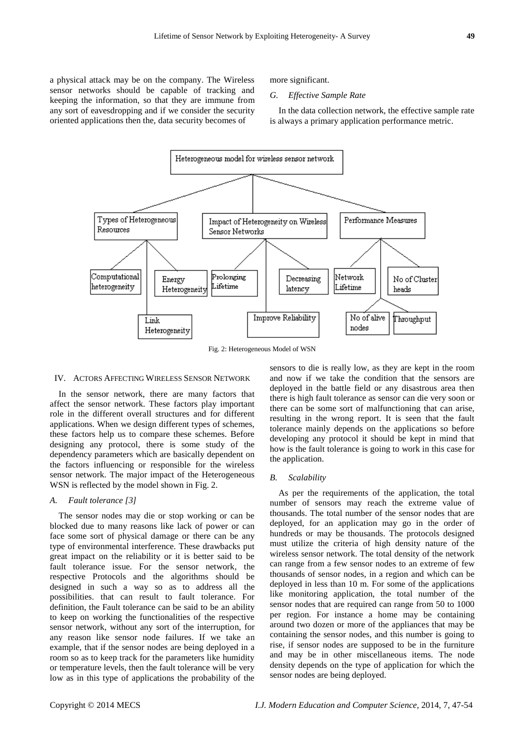a physical attack may be on the company. The Wireless sensor networks should be capable of tracking and keeping the information, so that they are immune from any sort of eavesdropping and if we consider the security oriented applications then the, data security becomes of more significant.

### *G. Effective Sample Rate*

In the data collection network, the effective sample rate is always a primary application performance metric.

Fig. 2: Heterogeneous Model of WSN

## IV. Actors Affecting Wireless Sensor Network

In the sensor network, there are many factors that affect the sensor network. These factors play important role in the different overall structures and for different applications. When we design different types of schemes, these factors help us to compare these schemes. Before designing any protocol, there is some study of the dependency parameters which are basically dependent on the factors influencing or responsible for the wireless sensor network. The major impact of the Heterogeneous WSN is reflected by the model shown in Fig. 2.

### *A. Fault tolerance [3]*

The sensor nodes may die or stop working or can be blocked due to many reasons like lack of power or can face some sort of physical damage or there can be any type of environmental interference. These drawbacks put great impact on the reliability or it is better said to be fault tolerance issue. For the sensor network, the respective Protocols and the algorithms should be designed in such a way so as to address all the possibilities. that can result to fault tolerance. For definition, the Fault tolerance can be said to be an ability to keep on working the functionalities of the respective sensor network, without any sort of the interruption, for any reason like sensor node failures. If we take an example, that if the sensor nodes are being deployed in a room so as to keep track for the parameters like humidity or temperature levels, then the fault tolerance will be very low as in this type of applications the probability of the sensors to die is really low, as they are kept in the room and now if we take the condition that the sensors are deployed in the battle field or any disastrous area then there is high fault tolerance as sensor can die very soon or there can be some sort of malfunctioning that can arise, resulting in the wrong report. It is seen that the fault tolerance mainly depends on the applications so before developing any protocol it should be kept in mind that how is the fault tolerance is going to work in this case for the application.

### *B. Scalability*

As per the requirements of the application, the total number of sensors may reach the extreme value of thousands. The total number of the sensor nodes that are deployed, for an application may go in the order of hundreds or may be thousands. The protocols designed must utilize the criteria of high density nature of the wireless sensor network. The total density of the network can range from a few sensor nodes to an extreme of few thousands of sensor nodes, in a region and which can be deployed in less than 10 m. For some of the applications like monitoring application, the total number of the sensor nodes that are required can range from 50 to 1000 per region. For instance a home may be containing around two dozen or more of the appliances that may be containing the sensor nodes, and this number is going to rise, if sensor nodes are supposed to be in the furniture and may be in other miscellaneous items. The node density depends on the type of application for which the sensor nodes are being deployed.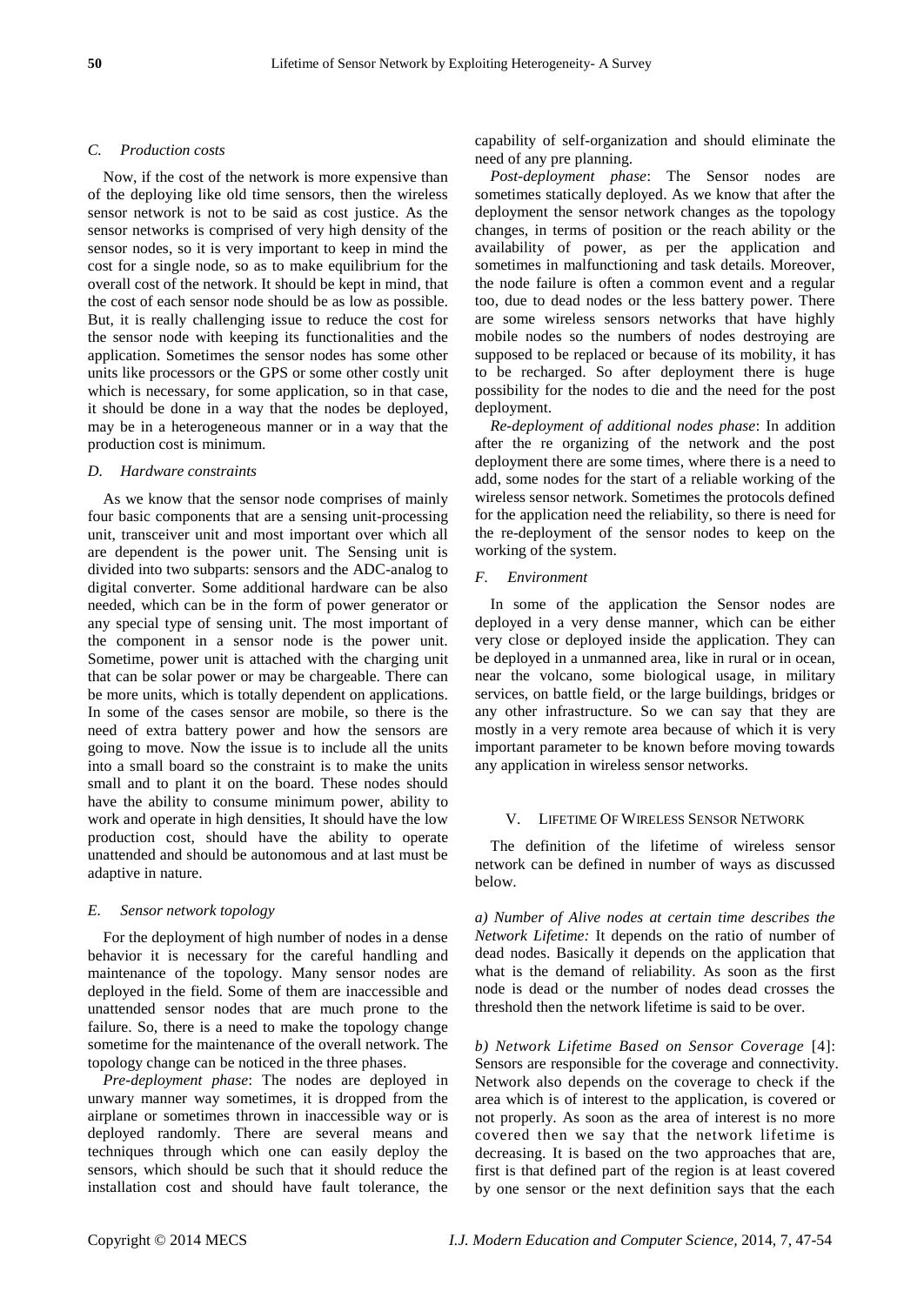### C. Production costs

Now, if the cost of the network is more expensive than of the deploying like old time sensors, then the wireless sensor network is not to be said as cost justice. As the sensor networks is comprised of very high density of the sensor nodes, so it is very important to keep in mind the cost for a single node, so as to make equilibrium for the overall cost of the network. It should be kept in mind, that the cost of each sensor node should be as low as possible. But, it is really challenging issue to reduce the cost for the sensor node with keeping its functionalities and the application. Sometimes the sensor nodes has some other units like processors or the GPS or some other costly unit which is necessary, for some application, so in that case, it should be done in a way that the nodes be deployed, may be in a heterogeneous manner or in a way that the production cost is minimum.

### D. Hardware constraints

As we know that the sensor node comprises of mainly four basic components that are a sensing unit-processing unit, transceiver unit and most important over which all are dependent is the power unit. The Sensing unit is divided into two subparts: sensors and the ADC-analog to digital converter. Some additional hardware can be also needed, which can be in the form of power generator or any special type of sensing unit. The most important of the component in a sensor node is the power unit. Sometime, power unit is attached with the charging unit that can be solar power or may be chargeable. There can be more units, which is totally dependent on applications. In some of the cases sensor are mobile, so there is the need of extra battery power and how the sensors are going to move. Now the issue is to include all the units into a small board so the constraint is to make the units small and to plant it on the board. These nodes should have the ability to consume minimum power, ability to work and operate in high densities, It should have the low production cost, should have the ability to operate unattended and should be autonomous and at last must be adaptive in nature.

### E. Sensor network topology

For the deployment of high number of nodes in a dense behavior it is necessary for the careful handling and maintenance of the topology. Many sensor nodes are deployed in the field. Some of them are inaccessible and unattended sensor nodes that are much prone to the failure. So, there is a need to make the topology change sometime for the maintenance of the overall network. The topology change can be noticed in the three phases.

*Pre-deployment phase*: The nodes are deployed in unwary manner way sometimes, it is dropped from the airplane or sometimes thrown in inaccessible way or is deployed randomly. There are several means and techniques through which one can easily deploy the sensors, which should be such that it should reduce the installation cost and should have fault tolerance, the capability of self-organization and should eliminate the need of any pre planning.

*Post-deployment phase*: The Sensor nodes are sometimes statically deployed. As we know that after the deployment the sensor network changes as the topology changes, in terms of position or the reach ability or the availability of power, as per the application and sometimes in malfunctioning and task details. Moreover, the node failure is often a common event and a regular too, due to dead nodes or the less battery power. There are some wireless sensors networks that have highly mobile nodes so the numbers of nodes destroying are supposed to be replaced or because of its mobility, it has to be recharged. So after deployment there is huge possibility for the nodes to die and the need for the post deployment.

*Re-deployment of additional nodes phase*: In addition after the re organizing of the network and the post deployment there are some times, where there is a need to add, some nodes for the start of a reliable working of the wireless sensor network. Sometimes the protocols defined for the application need the reliability, so there is need for the re-deployment of the sensor nodes to keep on the working of the system.

### F. Environment

In some of the application the Sensor nodes are deployed in a very dense manner, which can be either very close or deployed inside the application. They can be deployed in a unmanned area, like in rural or in ocean, near the volcano, some biological usage, in military services, on battle field, or the large buildings, bridges or any other infrastructure. So we can say that they are mostly in a very remote area because of which it is very important parameter to be known before moving towards any application in wireless sensor networks.

## V. Lifetime Of Wireless Sensor Network

The definition of the lifetime of wireless sensor network can be defined in number of ways as discussed below.

*a) Number of Alive nodes at certain time describes the Network Lifetime:* It depends on the ratio of number of dead nodes. Basically it depends on the application that what is the demand of reliability. As soon as the first node is dead or the number of nodes dead crosses the threshold then the network lifetime is said to be over.

*b) Network Lifetime Based on Sensor Coverage* [4]: Sensors are responsible for the coverage and connectivity. Network also depends on the coverage to check if the area which is of interest to the application, is covered or not properly. As soon as the area of interest is no more covered then we say that the network lifetime is decreasing. It is based on the two approaches that are, first is that defined part of the region is at least covered by one sensor or the next definition says that the each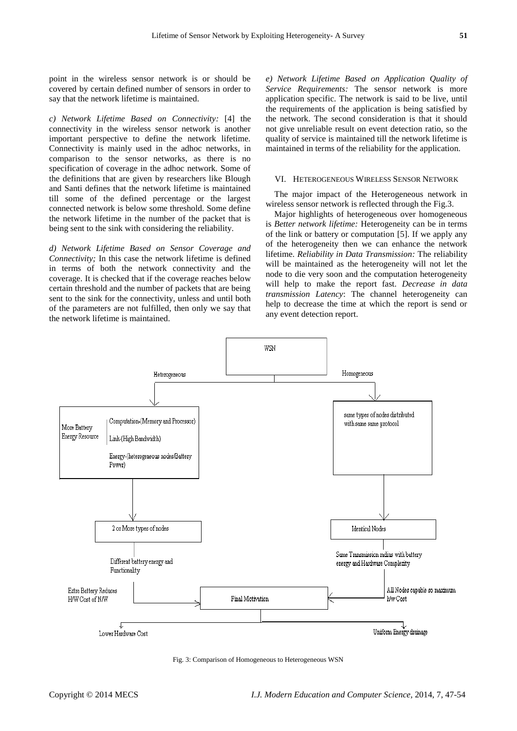point in the wireless sensor network is or should be covered by certain defined number of sensors in order to say that the network lifetime is maintained.

*c) Network Lifetime Based on Connectivity:* [4] the connectivity in the wireless sensor network is another important perspective to define the network lifetime. Connectivity is mainly used in the adhoc networks, in comparison to the sensor networks, as there is no specification of coverage in the adhoc network. Some of the definitions that are given by researchers like Blough and Santi defines that the network lifetime is maintained till some of the defined percentage or the largest connected network is below some threshold. Some define the network lifetime in the number of the packet that is being sent to the sink with considering the reliability.

*d) Network Lifetime Based on Sensor Coverage and Connectivity;* In this case the network lifetime is defined in terms of both the network connectivity and the coverage. It is checked that if the coverage reaches below certain threshold and the number of packets that are being sent to the sink for the connectivity, unless and until both of the parameters are not fulfilled, then only we say that the network lifetime is maintained.

*e) Network Lifetime Based on Application Quality of Service Requirements:* The sensor network is more application specific. The network is said to be live, until the requirements of the application is being satisfied by the network. The second consideration is that it should not give unreliable result on event detection ratio, so the quality of service is maintained till the network lifetime is maintained in terms of the reliability for the application.

## VI. Heterogeneous Wireless Sensor Network

The major impact of the Heterogeneous network in wireless sensor network is reflected through the Fig.3.

Major highlights of heterogeneous over homogeneous is *Better network lifetime:* Heterogeneity can be in terms of the link or battery or computation [5]. If we apply any of the heterogeneity then we can enhance the network lifetime. *Reliability in Data Transmission:* The reliability will be maintained as the heterogeneity will not let the node to die very soon and the computation heterogeneity will help to make the report fast. *Decrease in data transmission Latency*: The channel heterogeneity can help to decrease the time at which the report is send or any event detection report.

Fig. 3: Comparison of Homogeneous to Heterogeneous WSN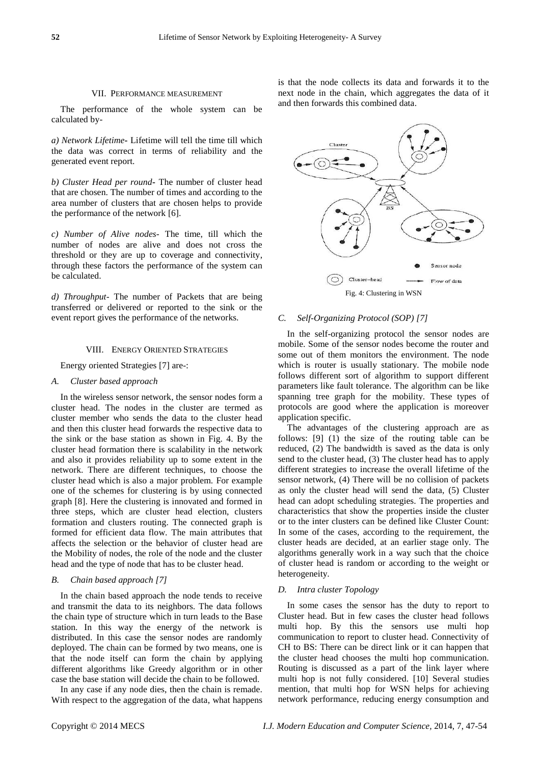## VII. Performance Measurement

The performance of the whole system can be calculated by-

*a) Network Lifetime-* Lifetime will tell the time till which the data was correct in terms of reliability and the generated event report.

*b) Cluster Head per round-* The number of cluster head that are chosen. The number of times and according to the area number of clusters that are chosen helps to provide the performance of the network [6].

*c) Number of Alive nodes-* The time, till which the number of nodes are alive and does not cross the threshold or they are up to coverage and connectivity, through these factors the performance of the system can be calculated.

*d) Throughput-* The number of Packets that are being transferred or delivered or reported to the sink or the event report gives the performance of the networks.

## VIII. Energy Oriented Strategies

Energy oriented Strategies [7] are-:

### *A. Cluster based approach*

In the wireless sensor network, the sensor nodes form a cluster head. The nodes in the cluster are termed as cluster member who sends the data to the cluster head and then this cluster head forwards the respective data to the sink or the base station as shown in Fig. 4. By the cluster head formation there is scalability in the network and also it provides reliability up to some extent in the network. There are different techniques, to choose the cluster head which is also a major problem. For example one of the schemes for clustering is by using connected graph [8]. Here the clustering is innovated and formed in three steps, which are cluster head election, clusters formation and clusters routing. The connected graph is formed for efficient data flow. The main attributes that affects the selection or the behavior of cluster head are the Mobility of nodes, the role of the node and the cluster head and the type of node that has to be cluster head.

### *B. Chain based approach [7]*

In the chain based approach the node tends to receive and transmit the data to its neighbors. The data follows the chain type of structure which in turn leads to the Base station. In this way the energy of the network is distributed. In this case the sensor nodes are randomly deployed. The chain can be formed by two means, one is that the node itself can form the chain by applying different algorithms like Greedy algorithm or in other case the base station will decide the chain to be followed.

In any case if any node dies, then the chain is remade. With respect to the aggregation of the data, what happens is that the node collects its data and forwards it to the next node in the chain, which aggregates the data of it and then forwards this combined data.

Fig. 4: Clustering in WSN

### *C. Self-Organizing Protocol (SOP) [7]*

In the self-organizing protocol the sensor nodes are mobile. Some of the sensor nodes become the router and some out of them monitors the environment. The node which is router is usually stationary. The mobile node follows different sort of algorithm to support different parameters like fault tolerance. The algorithm can be like spanning tree graph for the mobility. These types of protocols are good where the application is moreover application specific.

The advantages of the clustering approach are as follows: [9] (1) the size of the routing table can be reduced, (2) The bandwidth is saved as the data is only send to the cluster head, (3) The cluster head has to apply different strategies to increase the overall lifetime of the sensor network, (4) There will be no collision of packets as only the cluster head will send the data, (5) Cluster head can adopt scheduling strategies. The properties and characteristics that show the properties inside the cluster or to the inter clusters can be defined like Cluster Count: In some of the cases, according to the requirement, the cluster heads are decided, at an earlier stage only. The algorithms generally work in a way such that the choice of cluster head is random or according to the weight or heterogeneity.

### *D. Intra cluster Topology*

In some cases the sensor has the duty to report to Cluster head. But in few cases the cluster head follows multi hop. By this the sensors use multi hop communication to report to cluster head. Connectivity of CH to BS: There can be direct link or it can happen that the cluster head chooses the multi hop communication. Routing is discussed as a part of the link layer where multi hop is not fully considered. [10] Several studies mention, that multi hop for WSN helps for achieving network performance, reducing energy consumption and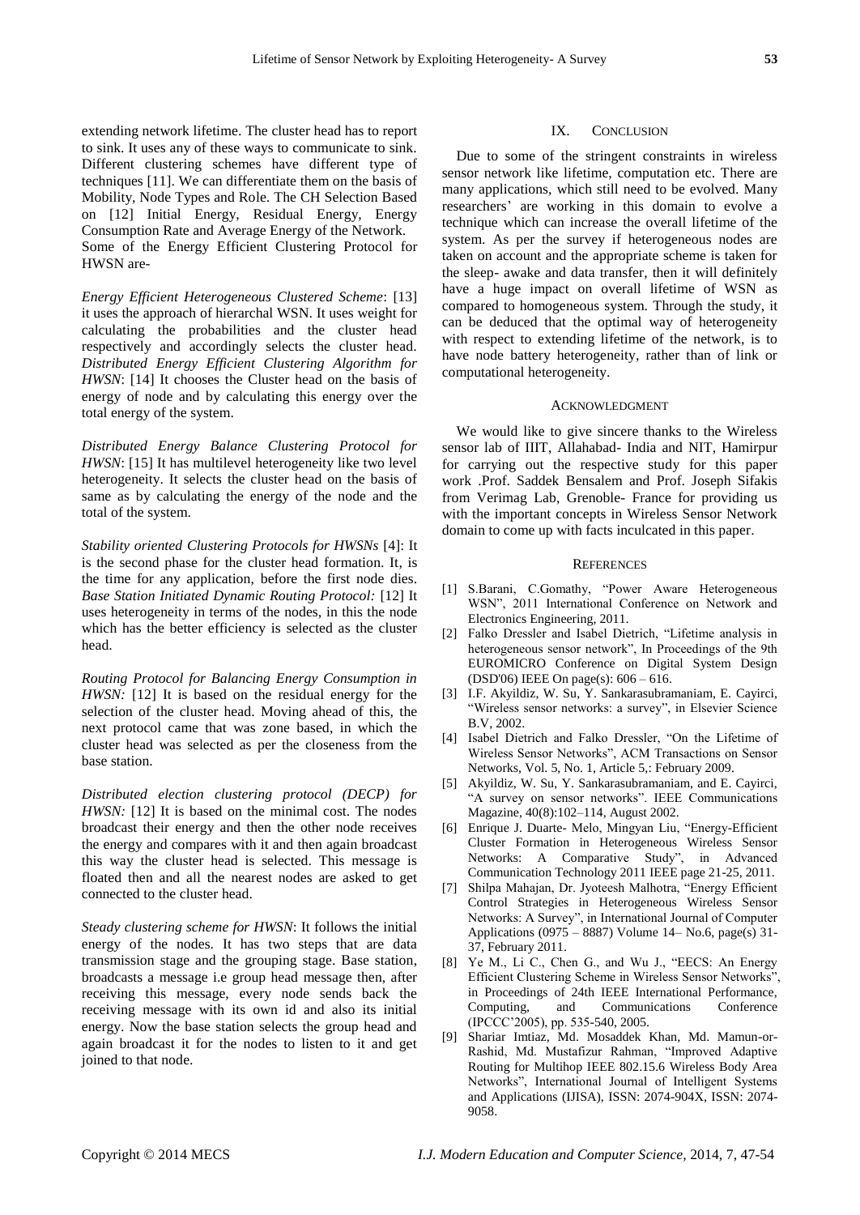extending network lifetime. The cluster head has to report to sink. It uses any of these ways to communicate to sink. Different clustering schemes have different type of techniques [11]. We can differentiate them on the basis of Mobility, Node Types and Role. The CH Selection Based on [12] Initial Energy, Residual Energy, Energy Consumption Rate and Average Energy of the Network. Some of the Energy Efficient Clustering Protocol for HWSN are-

*Energy Efficient Heterogeneous Clustered Scheme*: [13] it uses the approach of hierarchal WSN. It uses weight for calculating the probabilities and the cluster head respectively and accordingly selects the cluster head. *Distributed Energy Efficient Clustering Algorithm for HWSN*: [14] It chooses the Cluster head on the basis of energy of node and by calculating this energy over the total energy of the system.

*Distributed Energy Balance Clustering Protocol for HWSN*: [15] It has multilevel heterogeneity like two level heterogeneity. It selects the cluster head on the basis of same as by calculating the energy of the node and the total of the system.

*Stability oriented Clustering Protocols for HWSNs* [4]: It is the second phase for the cluster head formation. It, is the time for any application, before the first node dies. *Base Station Initiated Dynamic Routing Protocol:* [12] It uses heterogeneity in terms of the nodes, in this the node which has the better efficiency is selected as the cluster head.

*Routing Protocol for Balancing Energy Consumption in HWSN:* [12] It is based on the residual energy for the selection of the cluster head. Moving ahead of this, the next protocol came that was zone based, in which the cluster head was selected as per the closeness from the base station.

*Distributed election clustering protocol (DECP) for HWSN:* [12] It is based on the minimal cost. The nodes broadcast their energy and then the other node receives the energy and compares with it and then again broadcast this way the cluster head is selected. This message is floated then and all the nearest nodes are asked to get connected to the cluster head.

*Steady clustering scheme for HWSN*: It follows the initial energy of the nodes. It has two steps that are data transmission stage and the grouping stage. Base station, broadcasts a message i.e group head message then, after receiving this message, every node sends back the receiving message with its own id and also its initial energy. Now the base station selects the group head and again broadcast it for the nodes to listen to it and get joined to that node.

## IX. Conclusion

Due to some of the stringent constraints in wireless sensor network like lifetime, computation etc. There are many applications, which still need to be evolved. Many researchers' are working in this domain to evolve a technique which can increase the overall lifetime of the system. As per the survey if heterogeneous nodes are taken on account and the appropriate scheme is taken for the sleep- awake and data transfer, then it will definitely have a huge impact on overall lifetime of WSN as compared to homogeneous system. Through the study, it can be deduced that the optimal way of heterogeneity with respect to extending lifetime of the network, is to have node battery heterogeneity, rather than of link or computational heterogeneity.

## Acknowledgment

We would like to give sincere thanks to the Wireless sensor lab of IIIT, Allahabad- India and NIT, Hamirpur for carrying out the respective study for this paper work .Prof. Saddek Bensalem and Prof. Joseph Sifakis from Verimag Lab, Grenoble- France for providing us with the important concepts in Wireless Sensor Network domain to come up with facts inculcated in this paper.

## References

[1] S.Barani, C.Gomathy, "Power Aware Heterogeneous WSN", 2011 International Conference on Network and Electronics Engineering, 2011.

[2] Falko Dressler and Isabel Dietrich, "Lifetime analysis in heterogeneous sensor network", In Proceedings of the 9th EUROMICRO Conference on Digital System Design (DSD'06) IEEE On page(s): 606 – 616.

[3] I.F. Akyildiz, W. Su, Y. Sankarasubramaniam, E. Cayirci, "Wireless sensor networks: a survey", in Elsevier Science B.V, 2002.

[4] Isabel Dietrich and Falko Dressler, "On the Lifetime of Wireless Sensor Networks", ACM Transactions on Sensor Networks, Vol. 5, No. 1, Article 5,: February 2009.

[5] Akyildiz, W. Su, Y. Sankarasubramaniam, and E. Cayirci, "A survey on sensor networks". IEEE Communications Magazine, 40(8):102–114, August 2002.

[6] Enrique J. Duarte- Melo, Mingyan Liu, "Energy-Efficient Cluster Formation in Heterogeneous Wireless Sensor Networks: A Comparative Study", in Advanced Communication Technology 2011 IEEE page 21-25, 2011.

[7] Shilpa Mahajan, Dr. Jyoteesh Malhotra, "Energy Efficient Control Strategies in Heterogeneous Wireless Sensor Networks: A Survey", in International Journal of Computer Applications (0975 – 8887) Volume 14– No.6, page(s) 31-37, February 2011.

[8] Ye M., Li C., Chen G., and Wu J., "EECS: An Energy Efficient Clustering Scheme in Wireless Sensor Networks", in Proceedings of 24th IEEE International Performance, Computing, and Communications Conference (IPCCC'2005), pp. 535-540, 2005.

[9] Shariar Imtiaz, Md. Mosaddek Khan, Md. Mamun-or-Rashid, Md. Mustafizur Rahman, "Improved Adaptive Routing for Multihop IEEE 802.15.6 Wireless Body Area Networks", International Journal of Intelligent Systems and Applications (IJISA), ISSN: 2074-904X, ISSN: 2074-9058.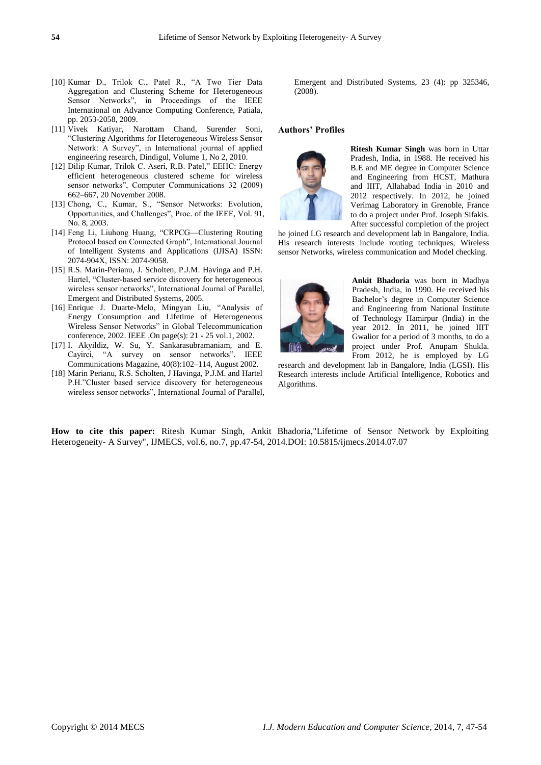[10] Kumar D., Trilok C., Patel R., "A Two Tier Data Aggregation and Clustering Scheme for Heterogeneous Sensor Networks", in Proceedings of the IEEE International on Advance Computing Conference, Patiala, pp. 2053-2058, 2009.

[11] Vivek Katiyar, Narottam Chand, Surender Soni, "Clustering Algorithms for Heterogeneous Wireless Sensor Network: A Survey", in International journal of applied engineering research, Dindigul, Volume 1, No 2, 2010.

[12] Dilip Kumar, Trilok C. Aseri, R.B. Patel," EEHC: Energy efficient heterogeneous clustered scheme for wireless sensor networks", Computer Communications 32 (2009) 662–667, 20 November 2008.

[13] Chong, C., Kumar, S., "Sensor Networks: Evolution, Opportunities, and Challenges", Proc. of the IEEE, Vol. 91, No. 8, 2003.

[14] Feng Li, Liuhong Huang, "CRPCG—Clustering Routing Protocol based on Connected Graph", International Journal of Intelligent Systems and Applications (IJISA) ISSN: 2074-904X, ISSN: 2074-9058.

[15] R.S. Marin-Perianu, J. Scholten, P.J.M. Havinga and P.H. Hartel, "Cluster-based service discovery for heterogeneous wireless sensor networks", International Journal of Parallel, Emergent and Distributed Systems, 2005.

[16] Enrique J. Duarte-Melo, Mingyan Liu, "Analysis of Energy Consumption and Lifetime of Heterogeneous Wireless Sensor Networks" in Global Telecommunication conference, 2002. IEEE .On page(s): 21 - 25 vol.1, 2002.

[17] I. Akyildiz, W. Su, Y. Sankarasubramaniam, and E. Cayirci, "A survey on sensor networks". IEEE Communications Magazine, 40(8):102–114, August 2002.

[18] Marin Perianu, R.S. Scholten, J Havinga, P.J.M. and Hartel P.H."Cluster based service discovery for heterogeneous wireless sensor networks", International Journal of Parallel, Emergent and Distributed Systems, 23 (4): pp 325346, (2008).

## Authors' Profiles

**Ritesh Kumar Singh** was born in Uttar Pradesh, India, in 1988. He received his B.E and ME degree in Computer Science and Engineering from HCST, Mathura and IIIT, Allahabad India in 2010 and 2012 respectively. In 2012, he joined Verimag Laboratory in Grenoble, France to do a project under Prof. Joseph Sifakis. After successful completion of the project he joined LG research and development lab in Bangalore, India. His research interests include routing techniques, Wireless sensor Networks, wireless communication and Model checking.

**Ankit Bhadoria** was born in Madhya Pradesh, India, in 1990. He received his Bachelor's degree in Computer Science and Engineering from National Institute of Technology Hamirpur (India) in the year 2012. In 2011, he joined IIIT Gwalior for a period of 3 months, to do a project under Prof. Anupam Shukla. From 2012, he is employed by LG research and development lab in Bangalore, India (LGSI). His Research interests include Artificial Intelligence, Robotics and Algorithms.

**How to cite this paper:** Ritesh Kumar Singh, Ankit Bhadoria,"Lifetime of Sensor Network by Exploiting Heterogeneity- A Survey", IJMECS, vol.6, no.7, pp.47-54, 2014.DOI: 10.5815/ijmecs.2014.07.07